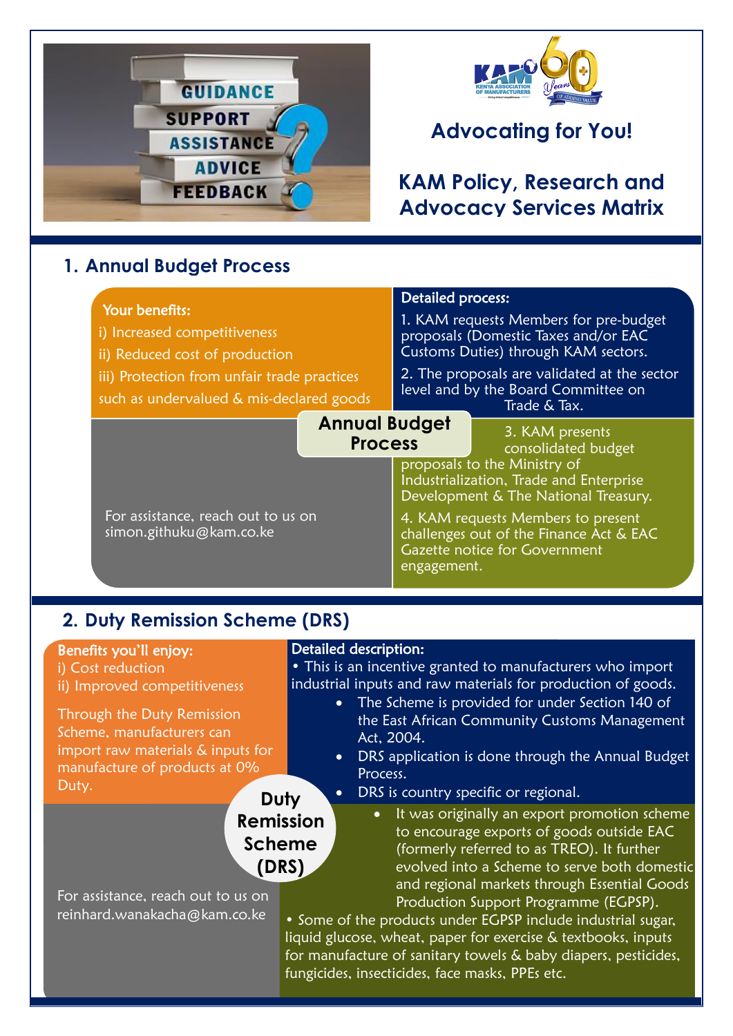# Advocating for You!

# KAM Policy, Research and Advocacy Services Matrix

## 1. Annual Budget Process

**Your benefits:**

i) Increased competitiveness

ii) Reduced cost of production

iii) Protection from unfair trade practices such as undervalued & mis-declared goods

**Annual Budget Process**

**Detailed process:**

1. KAM requests Members for pre-budget proposals (Domestic Taxes and/or EAC Customs Duties) through KAM sectors.
2. The proposals are validated at the sector level and by the Board Committee on Trade & Tax.
3. KAM presents consolidated budget proposals to the Ministry of Industrialization, Trade and Enterprise Development & The National Treasury.
4. KAM requests Members to present challenges out of the Finance Act & EAC Gazette notice for Government engagement.

For assistance, reach out to us on simon.githuku@kam.co.ke

## 2. Duty Remission Scheme (DRS)

**Benefits you'll enjoy:**

i) Cost reduction

ii) Improved competitiveness

Through the Duty Remission Scheme, manufacturers can import raw materials & inputs for manufacture of products at 0% Duty.

**Duty Remission Scheme (DRS)**

**Detailed description:**

• This is an incentive granted to manufacturers who import industrial inputs and raw materials for production of goods.

- The Scheme is provided for under Section 140 of the East African Community Customs Management Act, 2004.
- DRS application is done through the Annual Budget Process.
- DRS is country specific or regional.
- It was originally an export promotion scheme to encourage exports of goods outside EAC (formerly referred to as TREO). It further evolved into a Scheme to serve both domestic and regional markets through Essential Goods Production Support Programme (EGPSP).

• Some of the products under EGPSP include industrial sugar, liquid glucose, wheat, paper for exercise & textbooks, inputs for manufacture of sanitary towels & baby diapers, pesticides, fungicides, insecticides, face masks, PPEs etc.

For assistance, reach out to us on reinhard.wanakacha@kam.co.ke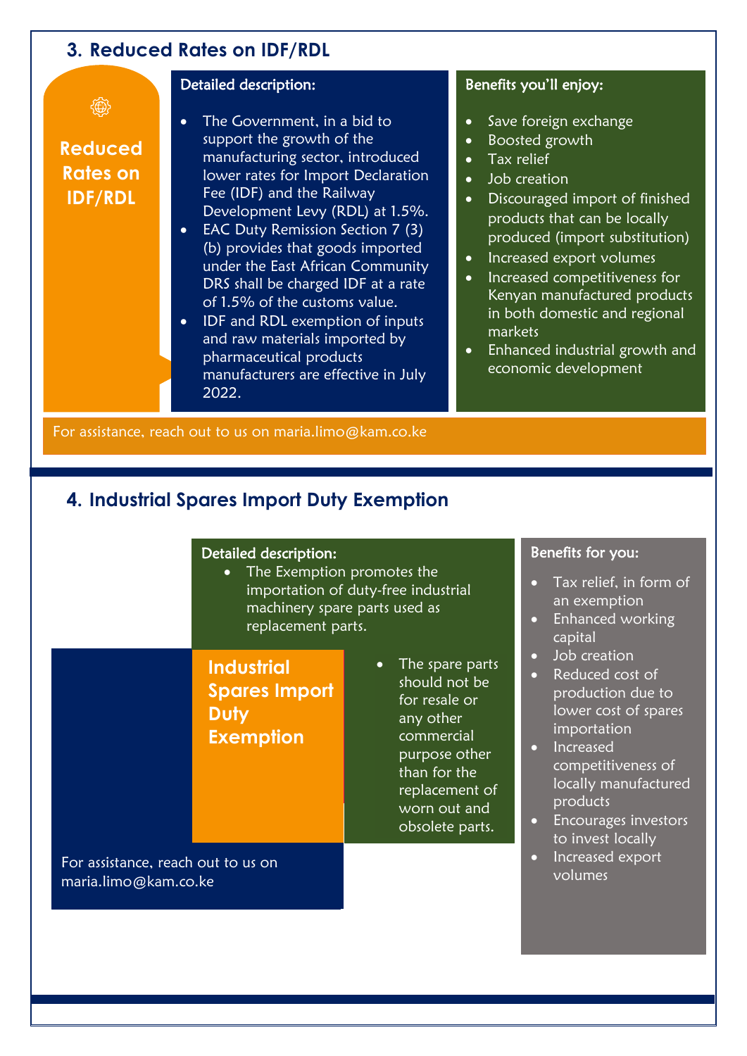## 3. Reduced Rates on IDF/RDL

**Reduced Rates on IDF/RDL**

**Detailed description:**

- The Government, in a bid to support the growth of the manufacturing sector, introduced lower rates for Import Declaration Fee (IDF) and the Railway Development Levy (RDL) at 1.5%.
- EAC Duty Remission Section 7 (3) (b) provides that goods imported under the East African Community DRS shall be charged IDF at a rate of 1.5% of the customs value.
- IDF and RDL exemption of inputs and raw materials imported by pharmaceutical products manufacturers are effective in July 2022.

**Benefits you'll enjoy:**

- Save foreign exchange
- Boosted growth
- Tax relief
- Job creation
- Discouraged import of finished products that can be locally produced (import substitution)
- Increased export volumes
- Increased competitiveness for Kenyan manufactured products in both domestic and regional markets
- Enhanced industrial growth and economic development

For assistance, reach out to us on maria.limo@kam.co.ke

## 4. Industrial Spares Import Duty Exemption

**Industrial Spares Import Duty Exemption**

**Detailed description:**

- The Exemption promotes the importation of duty-free industrial machinery spare parts used as replacement parts.
- The spare parts should not be for resale or any other commercial purpose other than for the replacement of worn out and obsolete parts.

**Benefits for you:**

- Tax relief, in form of an exemption
- Enhanced working capital
- Job creation
- Reduced cost of production due to lower cost of spares importation
- Increased competitiveness of locally manufactured products
- Encourages investors to invest locally
- Increased export volumes

For assistance, reach out to us on maria.limo@kam.co.ke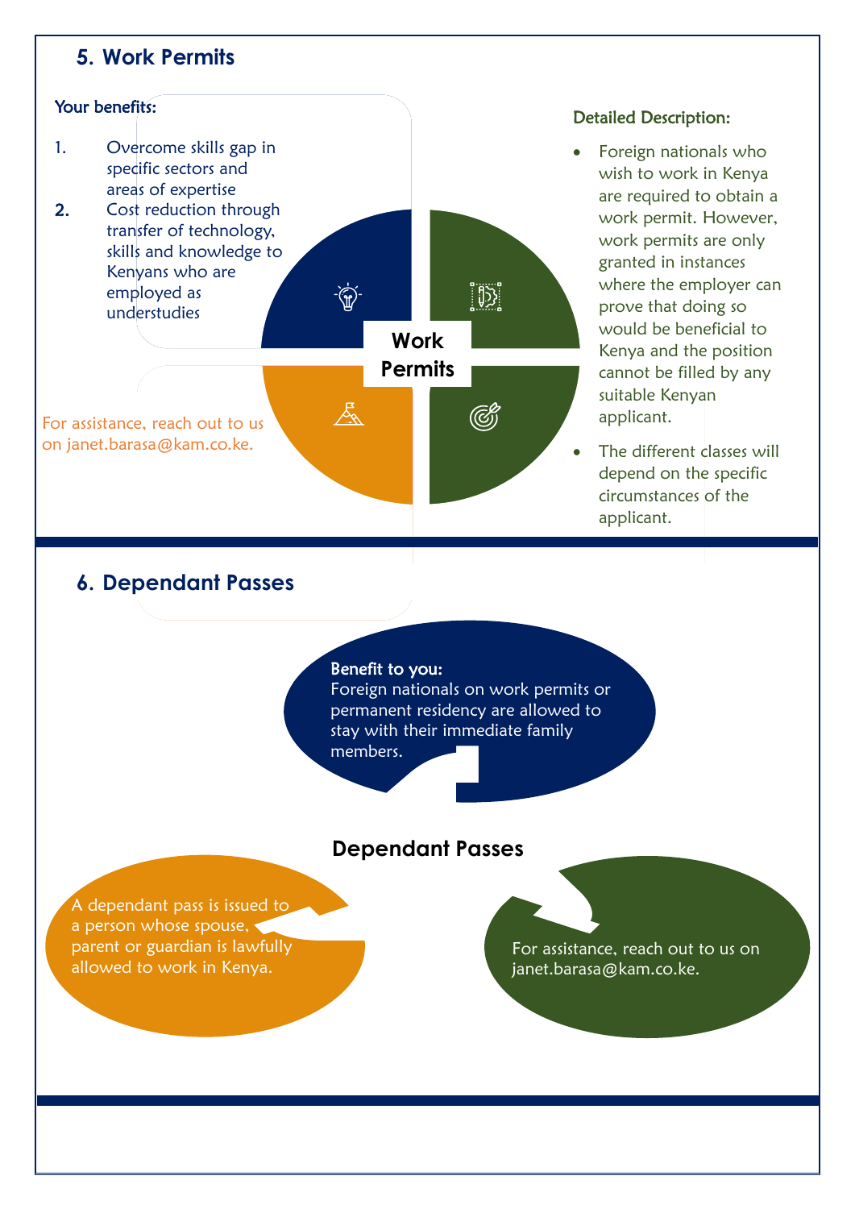## 5. Work Permits

**Your benefits:**

1. Overcome skills gap in specific sectors and areas of expertise
2. Cost reduction through transfer of technology, skills and knowledge to Kenyans who are employed as understudies

**Work Permits**

For assistance, reach out to us on janet.barasa@kam.co.ke.

**Detailed Description:**

- Foreign nationals who wish to work in Kenya are required to obtain a work permit. However, work permits are only granted in instances where the employer can prove that doing so would be beneficial to Kenya and the position cannot be filled by any suitable Kenyan applicant.
- The different classes will depend on the specific circumstances of the applicant.

## 6. Dependant Passes

**Benefit to you:**
Foreign nationals on work permits or permanent residency are allowed to stay with their immediate family members.

**Dependant Passes**

A dependant pass is issued to a person whose spouse, parent or guardian is lawfully allowed to work in Kenya.

For assistance, reach out to us on janet.barasa@kam.co.ke.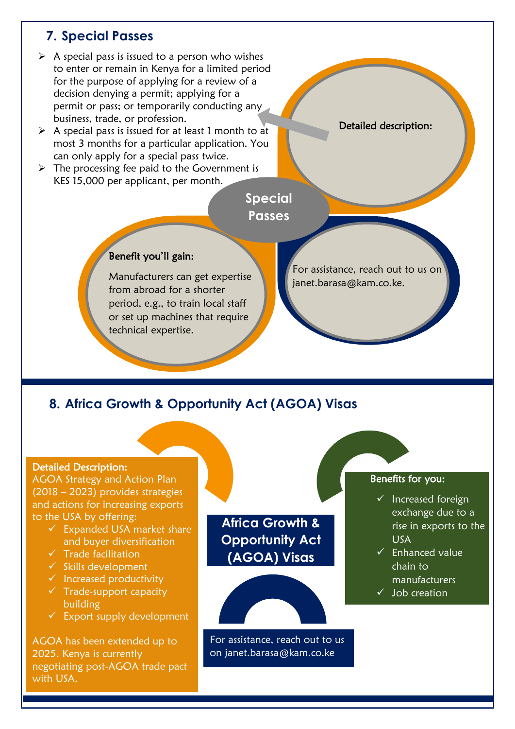## 7. Special Passes

- A special pass is issued to a person who wishes to enter or remain in Kenya for a limited period for the purpose of applying for a review of a decision denying a permit; applying for a permit or pass; or temporarily conducting any business, trade, or profession.
- A special pass is issued for at least 1 month to at most 3 months for a particular application. You can only apply for a special pass twice.
- The processing fee paid to the Government is KES 15,000 per applicant, per month.

Detailed description:

**Special Passes**

Benefit you'll gain:

Manufacturers can get expertise from abroad for a shorter period, e.g., to train local staff or set up machines that require technical expertise.

For assistance, reach out to us on janet.barasa@kam.co.ke.

## 8. Africa Growth & Opportunity Act (AGOA) Visas

**Detailed Description:**

AGOA Strategy and Action Plan (2018 – 2023) provides strategies and actions for increasing exports to the USA by offering:

- ✓ Expanded USA market share and buyer diversification
- ✓ Trade facilitation
- ✓ Skills development
- ✓ Increased productivity
- ✓ Trade-support capacity building
- ✓ Export supply development

AGOA has been extended up to 2025. Kenya is currently negotiating post-AGOA trade pact with USA.

**Africa Growth & Opportunity Act (AGOA) Visas**

For assistance, reach out to us on janet.barasa@kam.co.ke

**Benefits for you:**

- ✓ Increased foreign exchange due to a rise in exports to the USA
- ✓ Enhanced value chain to manufacturers
- ✓ Job creation